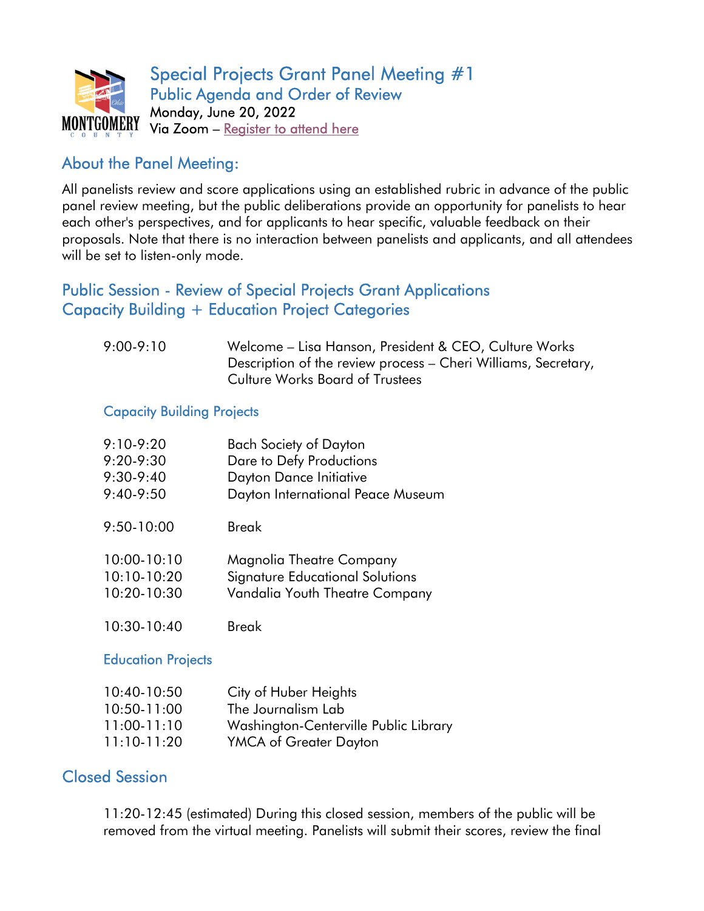# Special Projects Grant Panel Meeting #1

## Public Agenda and Order of Review

Monday, June 20, 2022

Via Zoom – Register to attend here

## About the Panel Meeting:

All panelists review and score applications using an established rubric in advance of the public panel review meeting, but the public deliberations provide an opportunity for panelists to hear each other's perspectives, and for applicants to hear specific, valuable feedback on their proposals. Note that there is no interaction between panelists and applicants, and all attendees will be set to listen-only mode.

## Public Session - Review of Special Projects Grant Applications
## Capacity Building + Education Project Categories

| | |
|---|---|
| 9:00-9:10 | Welcome – Lisa Hanson, President & CEO, Culture Works<br>Description of the review process – Cheri Williams, Secretary, Culture Works Board of Trustees |

### Capacity Building Projects

| | |
|---|---|
| 9:10-9:20 | Bach Society of Dayton |
| 9:20-9:30 | Dare to Defy Productions |
| 9:30-9:40 | Dayton Dance Initiative |
| 9:40-9:50 | Dayton International Peace Museum |
| 9:50-10:00 | Break |
| 10:00-10:10 | Magnolia Theatre Company |
| 10:10-10:20 | Signature Educational Solutions |
| 10:20-10:30 | Vandalia Youth Theatre Company |
| 10:30-10:40 | Break |

### Education Projects

| | |
|---|---|
| 10:40-10:50 | City of Huber Heights |
| 10:50-11:00 | The Journalism Lab |
| 11:00-11:10 | Washington-Centerville Public Library |
| 11:10-11:20 | YMCA of Greater Dayton |

## Closed Session

11:20-12:45 (estimated) During this closed session, members of the public will be removed from the virtual meeting. Panelists will submit their scores, review the final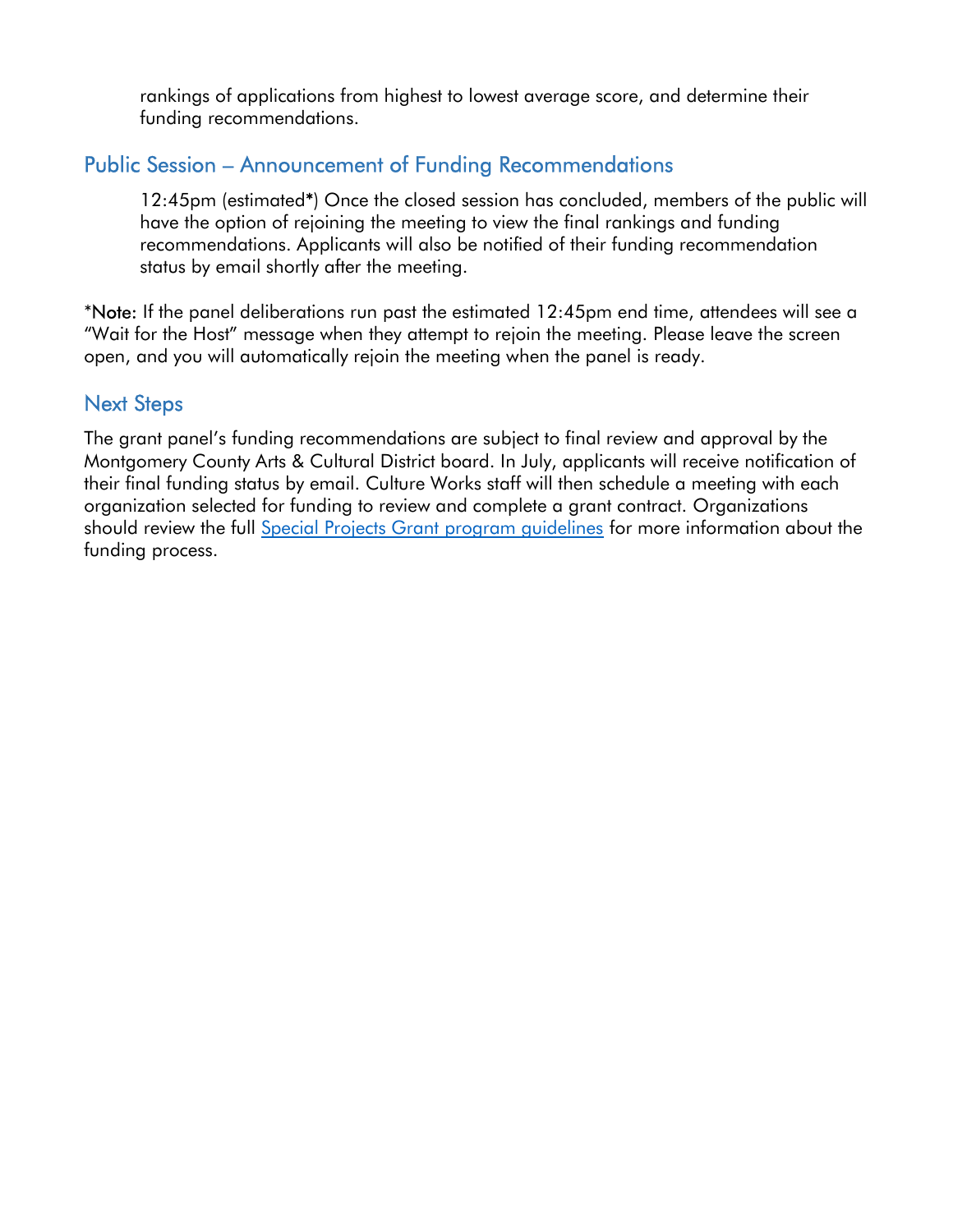rankings of applications from highest to lowest average score, and determine their funding recommendations.

## Public Session – Announcement of Funding Recommendations

12:45pm (estimated**\***) Once the closed session has concluded, members of the public will have the option of rejoining the meeting to view the final rankings and funding recommendations. Applicants will also be notified of their funding recommendation status by email shortly after the meeting.

*Note: If the panel deliberations run past the estimated 12:45pm end time, attendees will see a "Wait for the Host" message when they attempt to rejoin the meeting. Please leave the screen open, and you will automatically rejoin the meeting when the panel is ready.

## Next Steps

The grant panel's funding recommendations are subject to final review and approval by the Montgomery County Arts & Cultural District board. In July, applicants will receive notification of their final funding status by email. Culture Works staff will then schedule a meeting with each organization selected for funding to review and complete a grant contract. Organizations should review the full Special Projects Grant program guidelines for more information about the funding process.